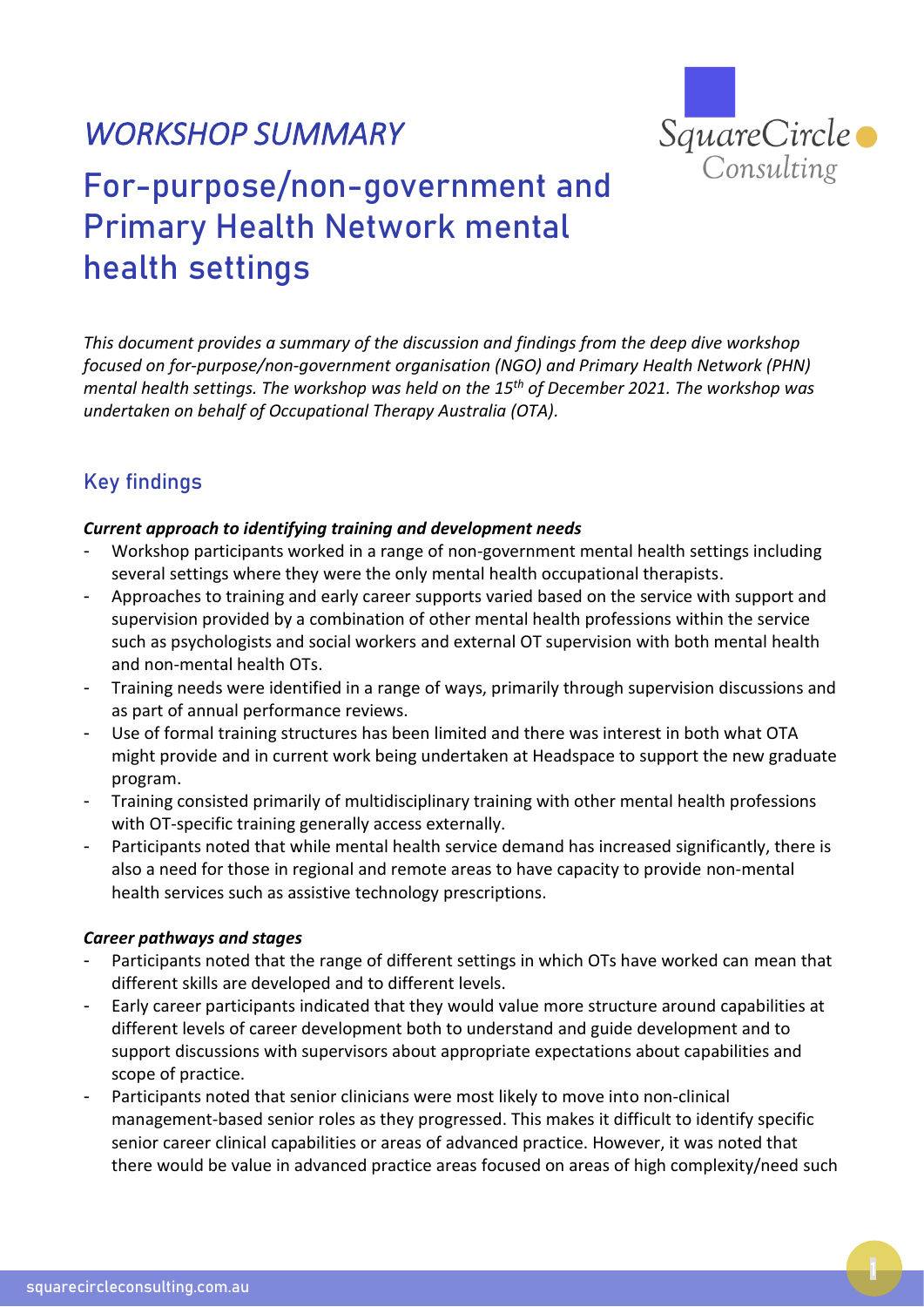*WORKSHOP SUMMARY*

# For-purpose/non-government and Primary Health Network mental health settings

*This document provides a summary of the discussion and findings from the deep dive workshop focused on for-purpose/non-government organisation (NGO) and Primary Health Network (PHN) mental health settings. The workshop was held on the 15th of December 2021. The workshop was undertaken on behalf of Occupational Therapy Australia (OTA).*

## Key findings

***Current approach to identifying training and development needs***

- Workshop participants worked in a range of non-government mental health settings including several settings where they were the only mental health occupational therapists.
- Approaches to training and early career supports varied based on the service with support and supervision provided by a combination of other mental health professions within the service such as psychologists and social workers and external OT supervision with both mental health and non-mental health OTs.
- Training needs were identified in a range of ways, primarily through supervision discussions and as part of annual performance reviews.
- Use of formal training structures has been limited and there was interest in both what OTA might provide and in current work being undertaken at Headspace to support the new graduate program.
- Training consisted primarily of multidisciplinary training with other mental health professions with OT-specific training generally access externally.
- Participants noted that while mental health service demand has increased significantly, there is also a need for those in regional and remote areas to have capacity to provide non-mental health services such as assistive technology prescriptions.

***Career pathways and stages***

- Participants noted that the range of different settings in which OTs have worked can mean that different skills are developed and to different levels.
- Early career participants indicated that they would value more structure around capabilities at different levels of career development both to understand and guide development and to support discussions with supervisors about appropriate expectations about capabilities and scope of practice.
- Participants noted that senior clinicians were most likely to move into non-clinical management-based senior roles as they progressed. This makes it difficult to identify specific senior career clinical capabilities or areas of advanced practice. However, it was noted that there would be value in advanced practice areas focused on areas of high complexity/need such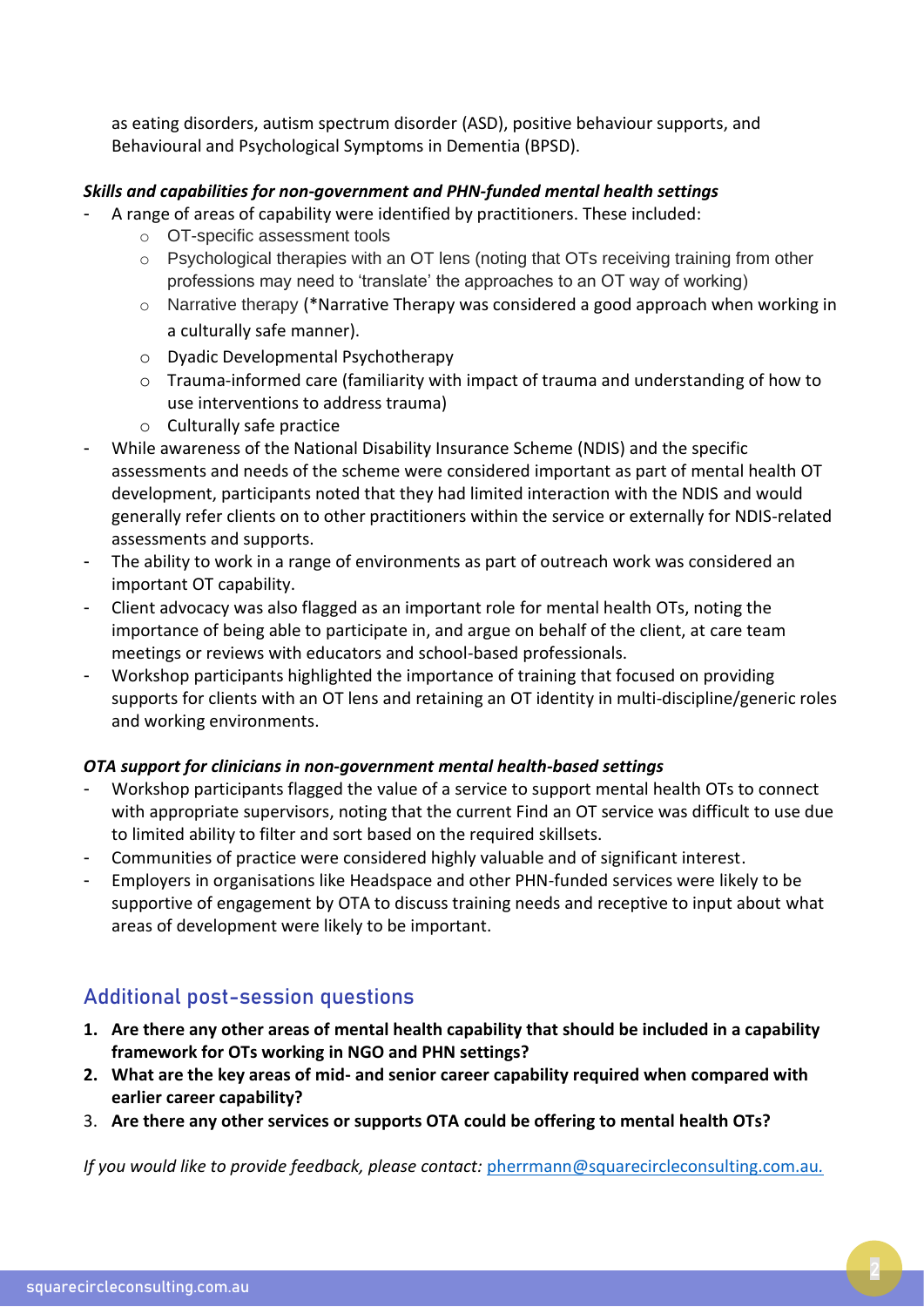as eating disorders, autism spectrum disorder (ASD), positive behaviour supports, and Behavioural and Psychological Symptoms in Dementia (BPSD).

***Skills and capabilities for non-government and PHN-funded mental health settings***

- A range of areas of capability were identified by practitioners. These included:
  - OT-specific assessment tools
  - Psychological therapies with an OT lens (noting that OTs receiving training from other professions may need to 'translate' the approaches to an OT way of working)
  - Narrative therapy (*Narrative Therapy was considered a good approach when working in a culturally safe manner).
  - Dyadic Developmental Psychotherapy
  - Trauma-informed care (familiarity with impact of trauma and understanding of how to use interventions to address trauma)
  - Culturally safe practice
- While awareness of the National Disability Insurance Scheme (NDIS) and the specific assessments and needs of the scheme were considered important as part of mental health OT development, participants noted that they had limited interaction with the NDIS and would generally refer clients on to other practitioners within the service or externally for NDIS-related assessments and supports.
- The ability to work in a range of environments as part of outreach work was considered an important OT capability.
- Client advocacy was also flagged as an important role for mental health OTs, noting the importance of being able to participate in, and argue on behalf of the client, at care team meetings or reviews with educators and school-based professionals.
- Workshop participants highlighted the importance of training that focused on providing supports for clients with an OT lens and retaining an OT identity in multi-discipline/generic roles and working environments.

***OTA support for clinicians in non-government mental health-based settings***

- Workshop participants flagged the value of a service to support mental health OTs to connect with appropriate supervisors, noting that the current Find an OT service was difficult to use due to limited ability to filter and sort based on the required skillsets.
- Communities of practice were considered highly valuable and of significant interest.
- Employers in organisations like Headspace and other PHN-funded services were likely to be supportive of engagement by OTA to discuss training needs and receptive to input about what areas of development were likely to be important.

## Additional post-session questions

1. **Are there any other areas of mental health capability that should be included in a capability framework for OTs working in NGO and PHN settings?**
2. **What are the key areas of mid- and senior career capability required when compared with earlier career capability?**
3. **Are there any other services or supports OTA could be offering to mental health OTs?**

*If you would like to provide feedback, please contact:* pherrmann@squarecircleconsulting.com.au.